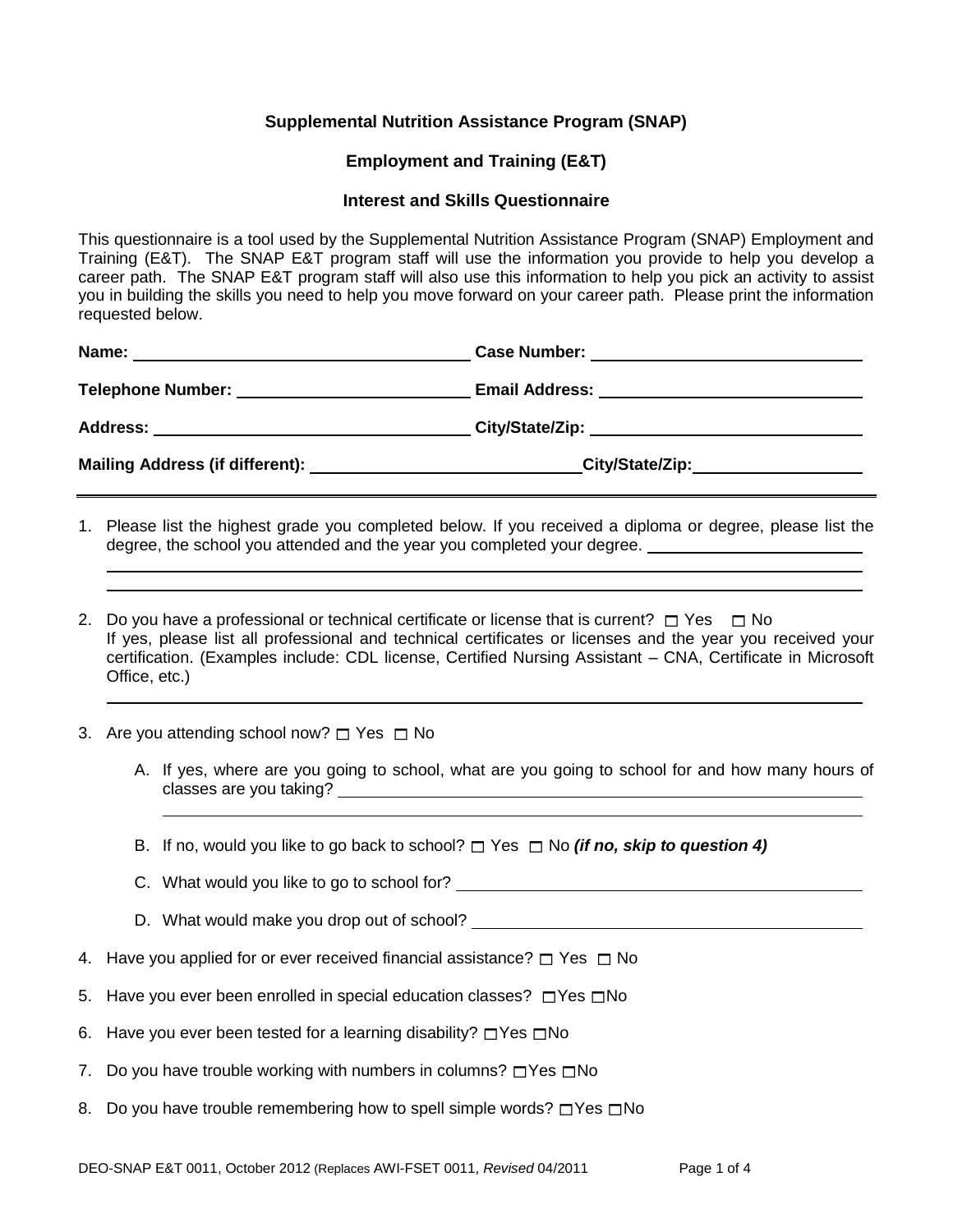**Supplemental Nutrition Assistance Program (SNAP)**

**Employment and Training (E&T)**

**Interest and Skills Questionnaire**

This questionnaire is a tool used by the Supplemental Nutrition Assistance Program (SNAP) Employment and Training (E&T). The SNAP E&T program staff will use the information you provide to help you develop a career path. The SNAP E&T program staff will also use this information to help you pick an activity to assist you in building the skills you need to help you move forward on your career path. Please print the information requested below.

**Name:** ______________________ **Case Number:** ______________________

**Telephone Number:** ______________________ **Email Address:** ______________________

**Address:** ______________________ **City/State/Zip:** ______________________

**Mailing Address (if different):** ______________________ **City/State/Zip:** ______________________

---

1. Please list the highest grade you completed below. If you received a diploma or degree, please list the degree, the school you attended and the year you completed your degree. ______________________

2. Do you have a professional or technical certificate or license that is current? ☐ Yes ☐ No
   If yes, please list all professional and technical certificates or licenses and the year you received your certification. (Examples include: CDL license, Certified Nursing Assistant – CNA, Certificate in Microsoft Office, etc.)
   ______________________

3. Are you attending school now? ☐ Yes ☐ No

   A. If yes, where are you going to school, what are you going to school for and how many hours of classes are you taking? ______________________

   B. If no, would you like to go back to school? ☐ Yes ☐ No ***(if no, skip to question 4)***

   C. What would you like to go to school for? ______________________

   D. What would make you drop out of school? ______________________

4. Have you applied for or ever received financial assistance? ☐ Yes ☐ No

5. Have you ever been enrolled in special education classes? ☐Yes ☐No

6. Have you ever been tested for a learning disability? ☐Yes ☐No

7. Do you have trouble working with numbers in columns? ☐Yes ☐No

8. Do you have trouble remembering how to spell simple words? ☐Yes ☐No

DEO-SNAP E&T 0011, October 2012 (Replaces AWI-FSET 0011, *Revised* 04/2011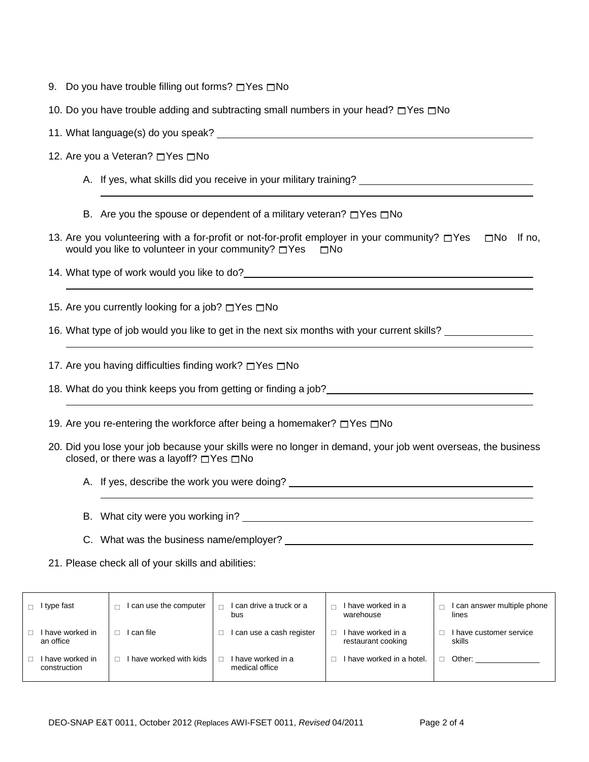9. Do you have trouble filling out forms? ☐Yes ☐No

10. Do you have trouble adding and subtracting small numbers in your head? ☐Yes ☐No

11. What language(s) do you speak? ______________________________

12. Are you a Veteran? ☐Yes ☐No

    A. If yes, what skills did you receive in your military training? ______________________________

    ______________________________

    B. Are you the spouse or dependent of a military veteran? ☐Yes ☐No

13. Are you volunteering with a for-profit or not-for-profit employer in your community? ☐Yes ☐No If no, would you like to volunteer in your community? ☐Yes ☐No

14. What type of work would you like to do? ______________________________

    ______________________________

15. Are you currently looking for a job? ☐Yes ☐No

16. What type of job would you like to get in the next six months with your current skills? ______________________________

    ______________________________

17. Are you having difficulties finding work? ☐Yes ☐No

18. What do you think keeps you from getting or finding a job? ______________________________

    ______________________________

19. Are you re-entering the workforce after being a homemaker? ☐Yes ☐No

20. Did you lose your job because your skills were no longer in demand, your job went overseas, the business closed, or there was a layoff? ☐Yes ☐No

    A. If yes, describe the work you were doing? ______________________________

    ______________________________

    B. What city were you working in? ______________________________

    C. What was the business name/employer? ______________________________

21. Please check all of your skills and abilities:

| | | | | |
|---|---|---|---|---|
| ☐ I type fast | ☐ I can use the computer | ☐ I can drive a truck or a bus | ☐ I have worked in a warehouse | ☐ I can answer multiple phone lines |
| ☐ I have worked in an office | ☐ I can file | ☐ I can use a cash register | ☐ I have worked in a restaurant cooking | ☐ I have customer service skills |
| ☐ I have worked in construction | ☐ I have worked with kids | ☐ I have worked in a medical office | ☐ I have worked in a hotel. | ☐ Other: ______________ |

DEO-SNAP E&T 0011, October 2012 (Replaces AWI-FSET 0011, *Revised* 04/2011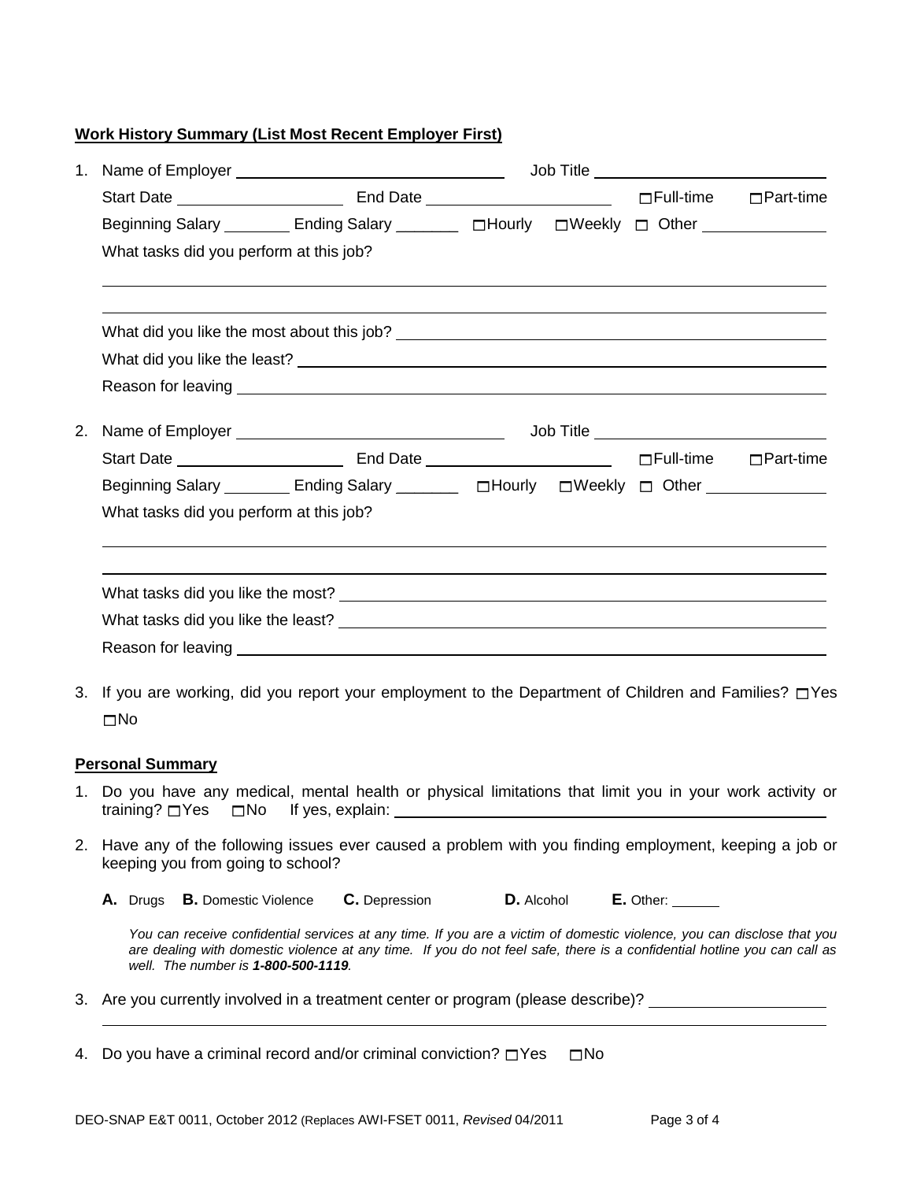**Work History Summary (List Most Recent Employer First)**

1. Name of Employer ______________________________ Job Title __________________________

   Start Date ____________________ End Date ______________________ ☐Full-time ☐Part-time

   Beginning Salary ________ Ending Salary _______ ☐Hourly ☐Weekly ☐ Other ______________

   What tasks did you perform at this job?

   ______________________________________________________________________________

   ______________________________________________________________________________

   What did you like the most about this job? ___________________________________________

   What did you like the least? ______________________________________________________

   Reason for leaving ____________________________________________________________

2. Name of Employer ______________________________ Job Title __________________________

   Start Date ____________________ End Date ______________________ ☐Full-time ☐Part-time

   Beginning Salary ________ Ending Salary _______ ☐Hourly ☐Weekly ☐ Other ______________

   What tasks did you perform at this job?

   ______________________________________________________________________________

   ______________________________________________________________________________

   What tasks did you like the most? _________________________________________________

   What tasks did you like the least? _________________________________________________

   Reason for leaving ____________________________________________________________

3. If you are working, did you report your employment to the Department of Children and Families? ☐Yes ☐No

**Personal Summary**

1. Do you have any medical, mental health or physical limitations that limit you in your work activity or training? ☐Yes ☐No If yes, explain: ________________________________________________

2. Have any of the following issues ever caused a problem with you finding employment, keeping a job or keeping you from going to school?

   **A.** Drugs **B.** Domestic Violence **C.** Depression **D.** Alcohol **E.** Other: ______

   *You can receive confidential services at any time. If you are a victim of domestic violence, you can disclose that you are dealing with domestic violence at any time. If you do not feel safe, there is a confidential hotline you can call as well. The number is* ***1-800-500-1119****.*

3. Are you currently involved in a treatment center or program (please describe)? ____________________

   ______________________________________________________________________________

4. Do you have a criminal record and/or criminal conviction? ☐Yes ☐No

DEO-SNAP E&T 0011, October 2012 (Replaces AWI-FSET 0011, *Revised* 04/2011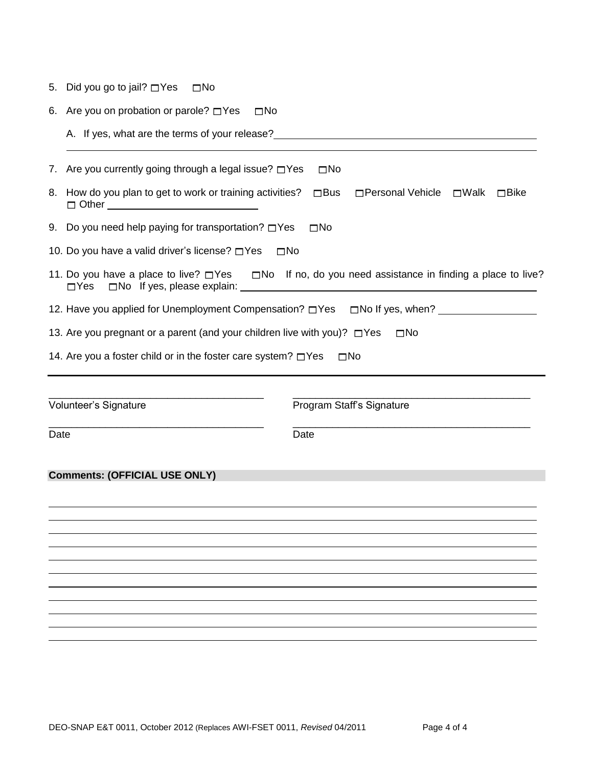5. Did you go to jail? ☐Yes ☐No

6. Are you on probation or parole? ☐Yes ☐No

   A. If yes, what are the terms of your release? ______________________________

   ______________________________________________________________________

7. Are you currently going through a legal issue? ☐Yes ☐No

8. How do you plan to get to work or training activities? ☐Bus ☐Personal Vehicle ☐Walk ☐Bike ☐ Other ____________________

9. Do you need help paying for transportation? ☐Yes ☐No

10. Do you have a valid driver's license? ☐Yes ☐No

11. Do you have a place to live? ☐Yes ☐No If no, do you need assistance in finding a place to live? ☐Yes ☐No If yes, please explain: ______________________________

12. Have you applied for Unemployment Compensation? ☐Yes ☐No If yes, when? ____________

13. Are you pregnant or a parent (and your children live with you)? ☐Yes ☐No

14. Are you a foster child or in the foster care system? ☐Yes ☐No

---

| | |
|---|---|
| ______________________________ | ______________________________ |
| Volunteer's Signature | Program Staff's Signature |
| ______________________________ | ______________________________ |
| Date | Date |

**Comments: (OFFICIAL USE ONLY)**

______________________________________________________________________

______________________________________________________________________

______________________________________________________________________

______________________________________________________________________

______________________________________________________________________

______________________________________________________________________

______________________________________________________________________

______________________________________________________________________

______________________________________________________________________

______________________________________________________________________

______________________________________________________________________

______________________________________________________________________

DEO-SNAP E&T 0011, October 2012 (Replaces AWI-FSET 0011, *Revised* 04/2011